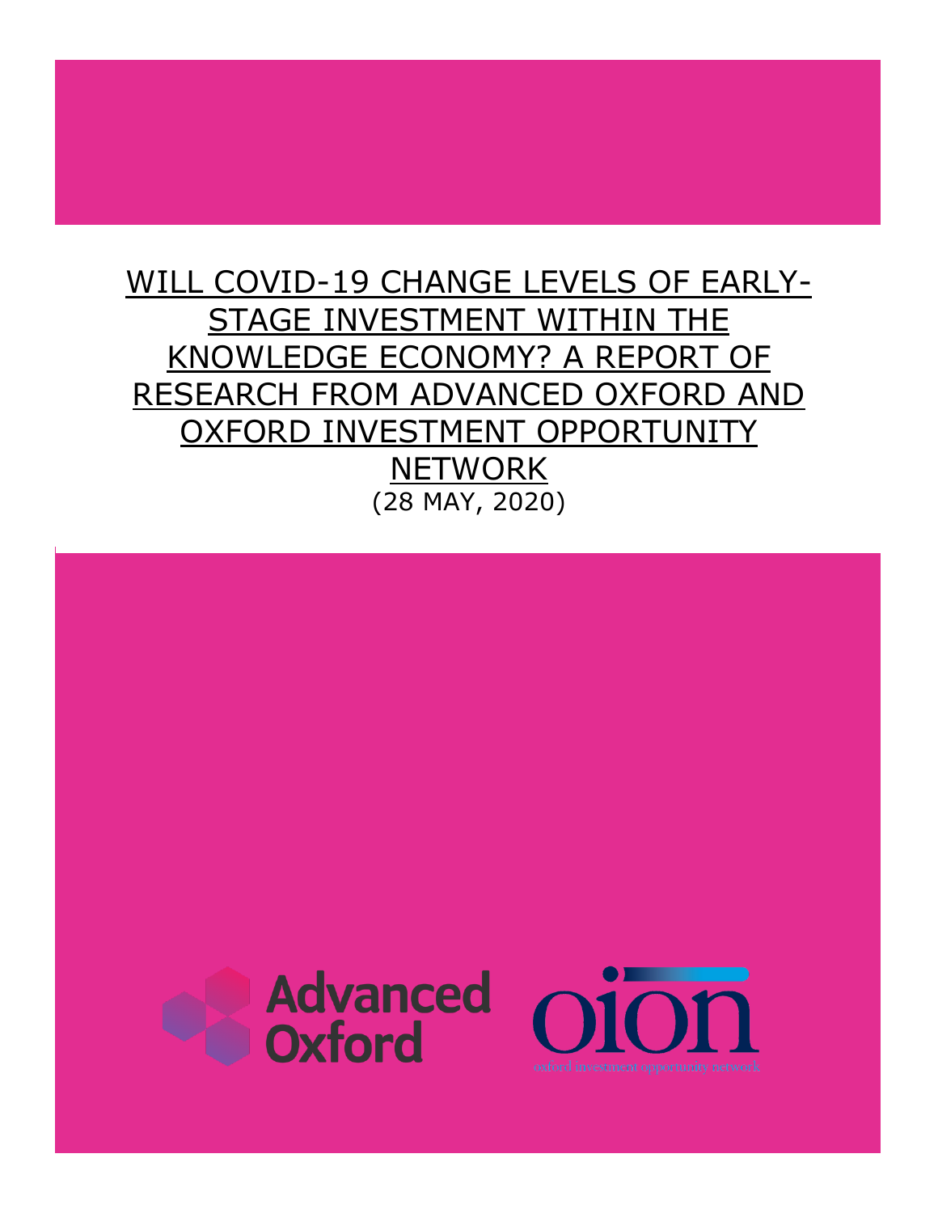# WILL COVID-19 CHANGE LEVELS OF EARLY-STAGE INVESTMENT WITHIN THE KNOWLEDGE ECONOMY? A REPORT OF RESEARCH FROM ADVANCED OXFORD AND OXFORD INVESTMENT OPPORTUNITY NETWORK

(28 MAY, 2020)

Advanced Oxford

oion

oxford investment opportunity network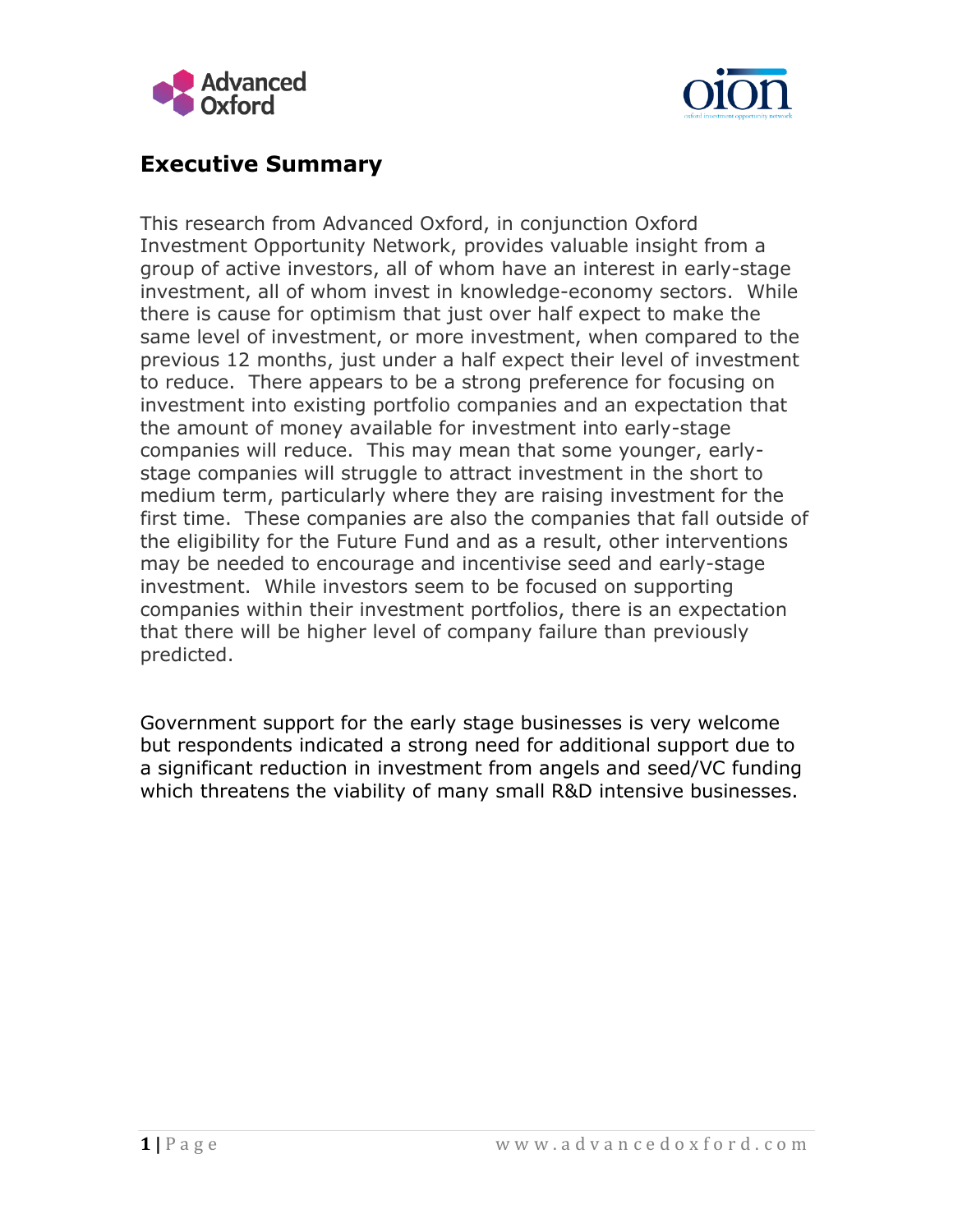## Executive Summary

This research from Advanced Oxford, in conjunction Oxford Investment Opportunity Network, provides valuable insight from a group of active investors, all of whom have an interest in early-stage investment, all of whom invest in knowledge-economy sectors. While there is cause for optimism that just over half expect to make the same level of investment, or more investment, when compared to the previous 12 months, just under a half expect their level of investment to reduce. There appears to be a strong preference for focusing on investment into existing portfolio companies and an expectation that the amount of money available for investment into early-stage companies will reduce. This may mean that some younger, early-stage companies will struggle to attract investment in the short to medium term, particularly where they are raising investment for the first time. These companies are also the companies that fall outside of the eligibility for the Future Fund and as a result, other interventions may be needed to encourage and incentivise seed and early-stage investment. While investors seem to be focused on supporting companies within their investment portfolios, there is an expectation that there will be higher level of company failure than previously predicted.

Government support for the early stage businesses is very welcome but respondents indicated a strong need for additional support due to a significant reduction in investment from angels and seed/VC funding which threatens the viability of many small R&D intensive businesses.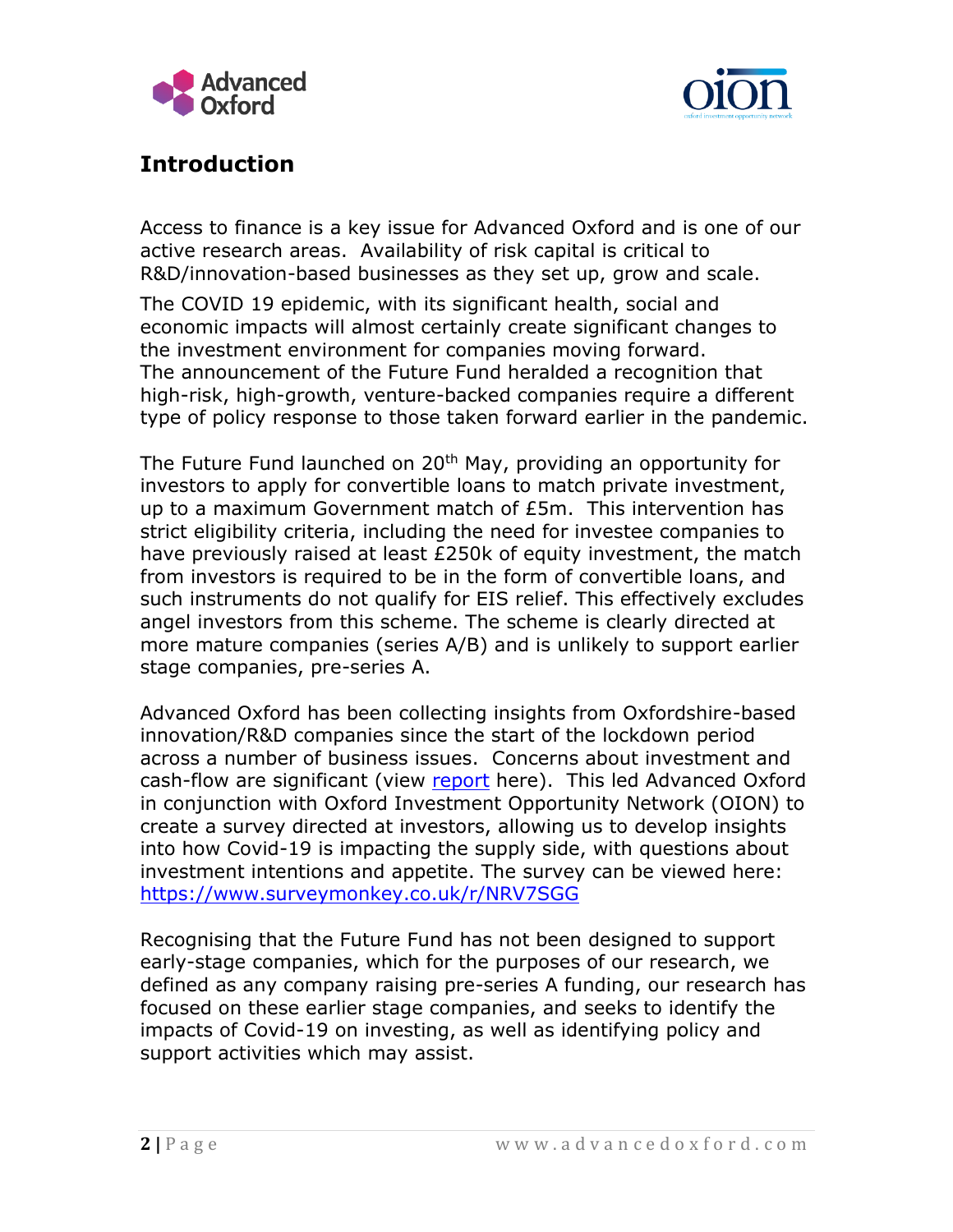## Introduction

Access to finance is a key issue for Advanced Oxford and is one of our active research areas. Availability of risk capital is critical to R&D/innovation-based businesses as they set up, grow and scale.

The COVID 19 epidemic, with its significant health, social and economic impacts will almost certainly create significant changes to the investment environment for companies moving forward. The announcement of the Future Fund heralded a recognition that high-risk, high-growth, venture-backed companies require a different type of policy response to those taken forward earlier in the pandemic.

The Future Fund launched on 20th May, providing an opportunity for investors to apply for convertible loans to match private investment, up to a maximum Government match of £5m. This intervention has strict eligibility criteria, including the need for investee companies to have previously raised at least £250k of equity investment, the match from investors is required to be in the form of convertible loans, and such instruments do not qualify for EIS relief. This effectively excludes angel investors from this scheme. The scheme is clearly directed at more mature companies (series A/B) and is unlikely to support earlier stage companies, pre-series A.

Advanced Oxford has been collecting insights from Oxfordshire-based innovation/R&D companies since the start of the lockdown period across a number of business issues. Concerns about investment and cash-flow are significant (view report here). This led Advanced Oxford in conjunction with Oxford Investment Opportunity Network (OION) to create a survey directed at investors, allowing us to develop insights into how Covid-19 is impacting the supply side, with questions about investment intentions and appetite. The survey can be viewed here: https://www.surveymonkey.co.uk/r/NRV7SGG

Recognising that the Future Fund has not been designed to support early-stage companies, which for the purposes of our research, we defined as any company raising pre-series A funding, our research has focused on these earlier stage companies, and seeks to identify the impacts of Covid-19 on investing, as well as identifying policy and support activities which may assist.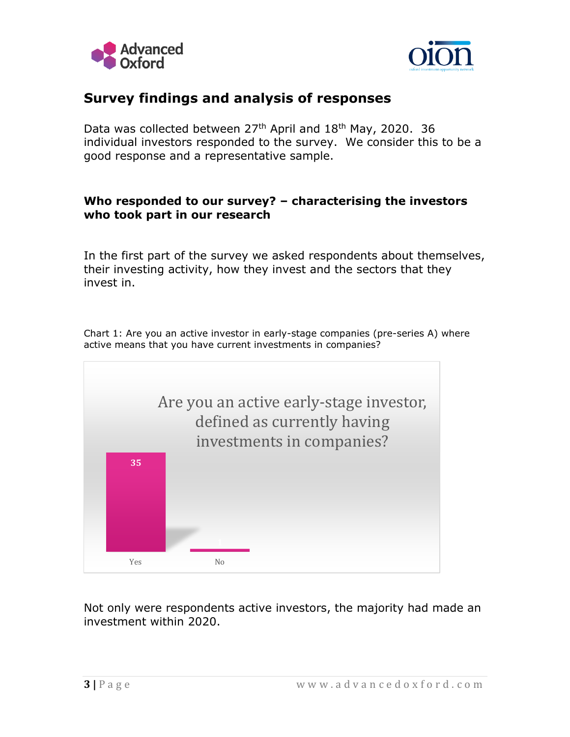## Survey findings and analysis of responses

Data was collected between 27th April and 18th May, 2020. 36 individual investors responded to the survey. We consider this to be a good response and a representative sample.

### Who responded to our survey? – characterising the investors who took part in our research

In the first part of the survey we asked respondents about themselves, their investing activity, how they invest and the sectors that they invest in.

Chart 1: Are you an active investor in early-stage companies (pre-series A) where active means that you have current investments in companies?

| Are you an active early-stage investor, defined as currently having investments in companies? | |
|---|---|
| Yes | 35 |
| No | 1 |

Not only were respondents active investors, the majority had made an investment within 2020.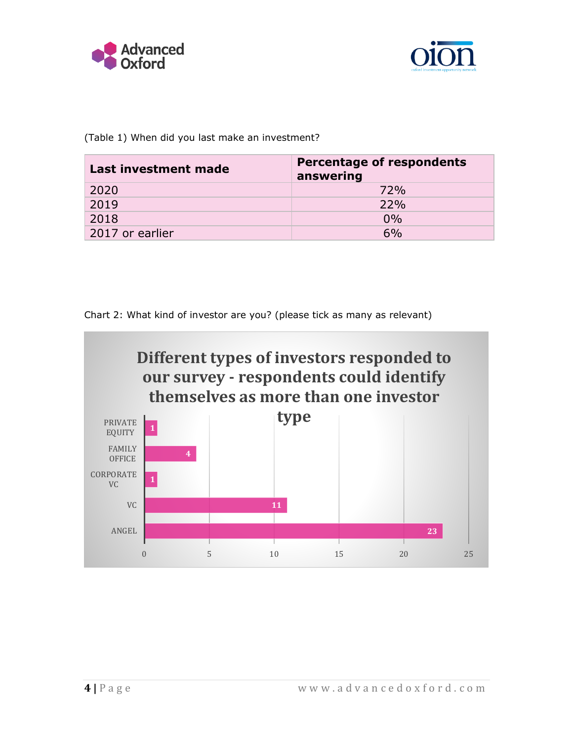(Table 1) When did you last make an investment?

| Last investment made | Percentage of respondents answering |
|---|---|
| 2020 | 72% |
| 2019 | 22% |
| 2018 | 0% |
| 2017 or earlier | 6% |

Chart 2: What kind of investor are you? (please tick as many as relevant)

**Different types of investors responded to our survey - respondents could identify themselves as more than one investor type**

| Investor type | Count |
|---|---|
| PRIVATE EQUITY | 1 |
| FAMILY OFFICE | 4 |
| CORPORATE VC | 1 |
| VC | 11 |
| ANGEL | 23 |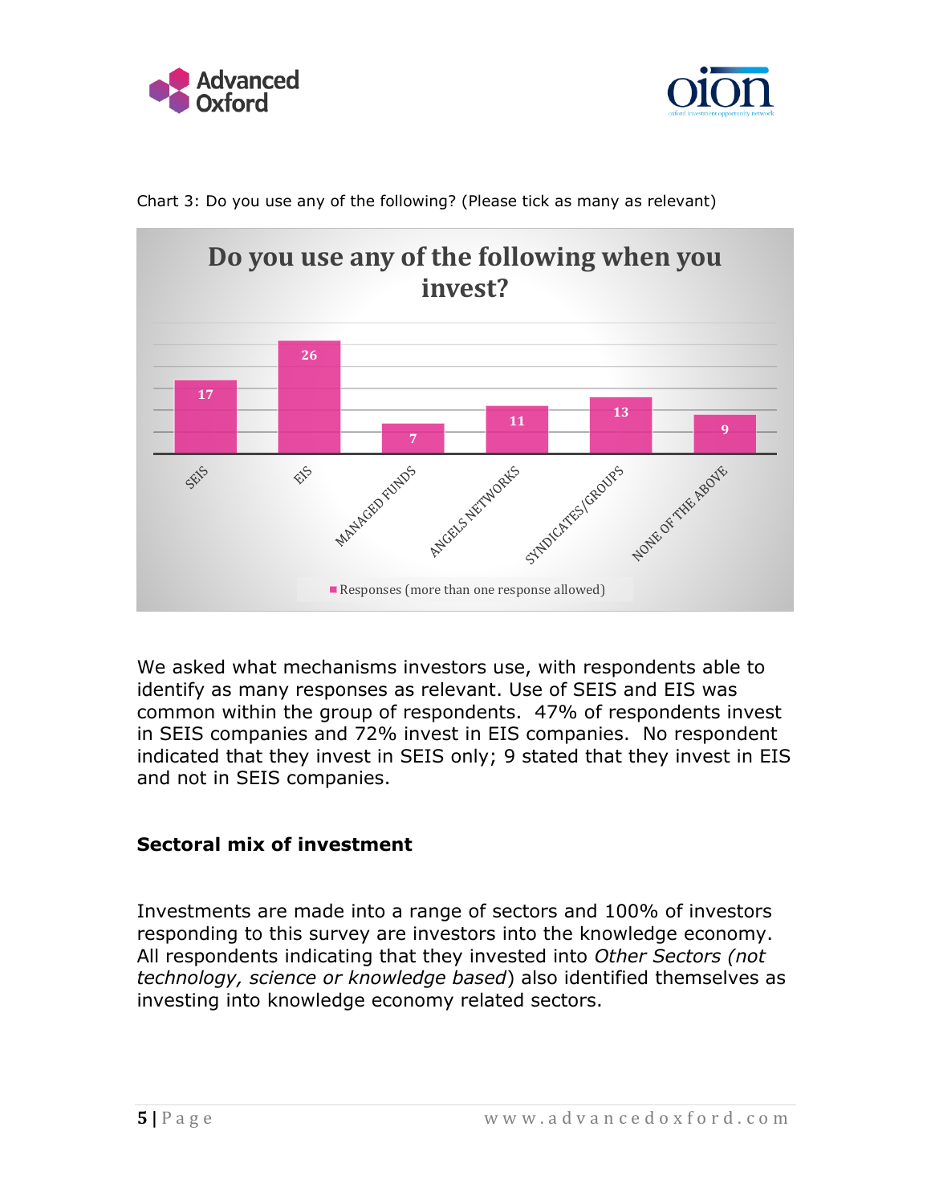Chart 3: Do you use any of the following? (Please tick as many as relevant)

**Do you use any of the following when you invest?**

| | Responses (more than one response allowed) |
|---|---|
| SEIS | 17 |
| EIS | 26 |
| MANAGED FUNDS | 7 |
| ANGELS NETWORKS | 11 |
| SYNDICATES/GROUPS | 13 |
| NONE OF THE ABOVE | 9 |

We asked what mechanisms investors use, with respondents able to identify as many responses as relevant. Use of SEIS and EIS was common within the group of respondents. 47% of respondents invest in SEIS companies and 72% invest in EIS companies. No respondent indicated that they invest in SEIS only; 9 stated that they invest in EIS and not in SEIS companies.

## Sectoral mix of investment

Investments are made into a range of sectors and 100% of investors responding to this survey are investors into the knowledge economy. All respondents indicating that they invested into *Other Sectors (not technology, science or knowledge based*) also identified themselves as investing into knowledge economy related sectors.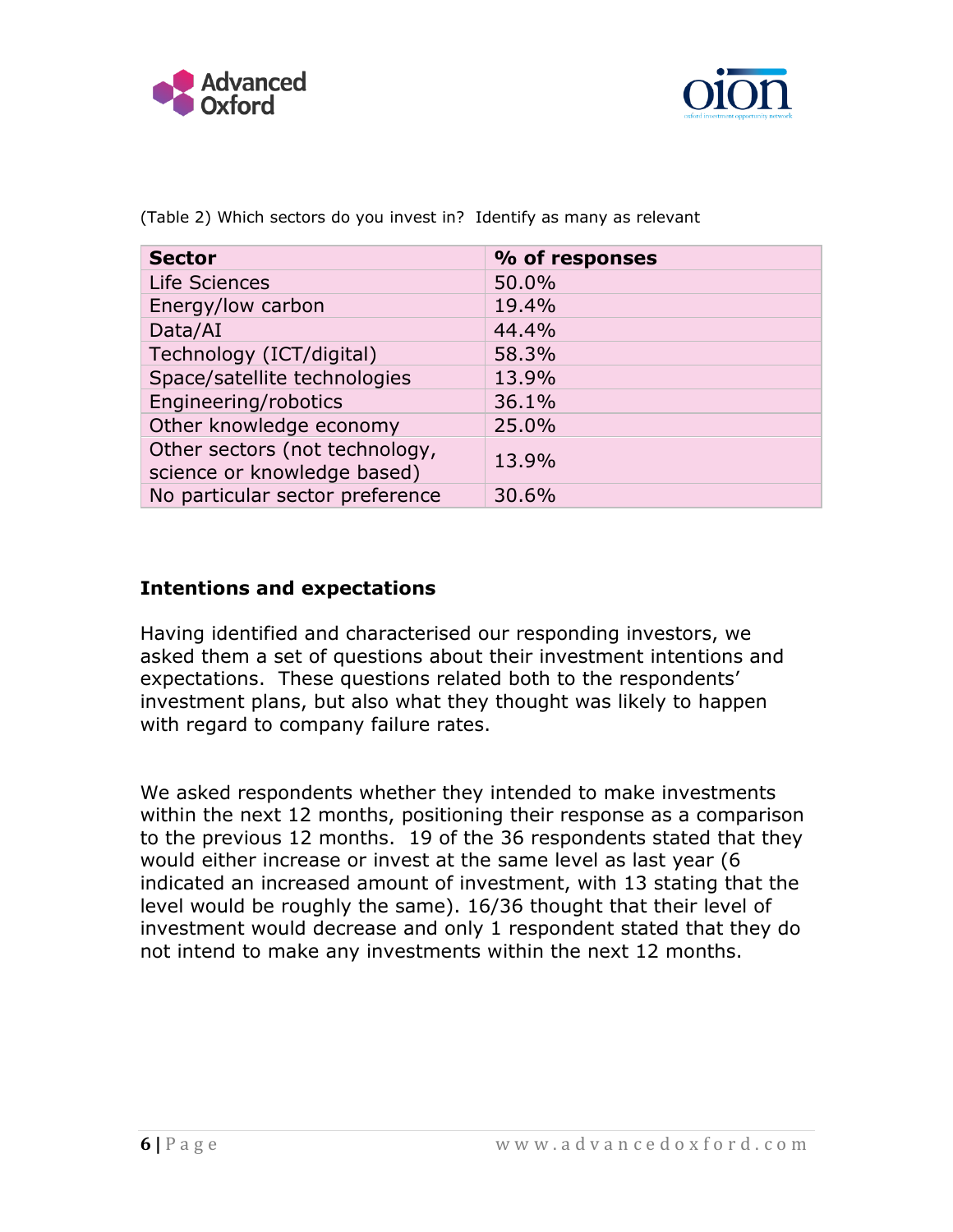(Table 2) Which sectors do you invest in? Identify as many as relevant

| Sector | % of responses |
|---|---|
| Life Sciences | 50.0% |
| Energy/low carbon | 19.4% |
| Data/AI | 44.4% |
| Technology (ICT/digital) | 58.3% |
| Space/satellite technologies | 13.9% |
| Engineering/robotics | 36.1% |
| Other knowledge economy | 25.0% |
| Other sectors (not technology, science or knowledge based) | 13.9% |
| No particular sector preference | 30.6% |

## Intentions and expectations

Having identified and characterised our responding investors, we asked them a set of questions about their investment intentions and expectations. These questions related both to the respondents' investment plans, but also what they thought was likely to happen with regard to company failure rates.

We asked respondents whether they intended to make investments within the next 12 months, positioning their response as a comparison to the previous 12 months. 19 of the 36 respondents stated that they would either increase or invest at the same level as last year (6 indicated an increased amount of investment, with 13 stating that the level would be roughly the same). 16/36 thought that their level of investment would decrease and only 1 respondent stated that they do not intend to make any investments within the next 12 months.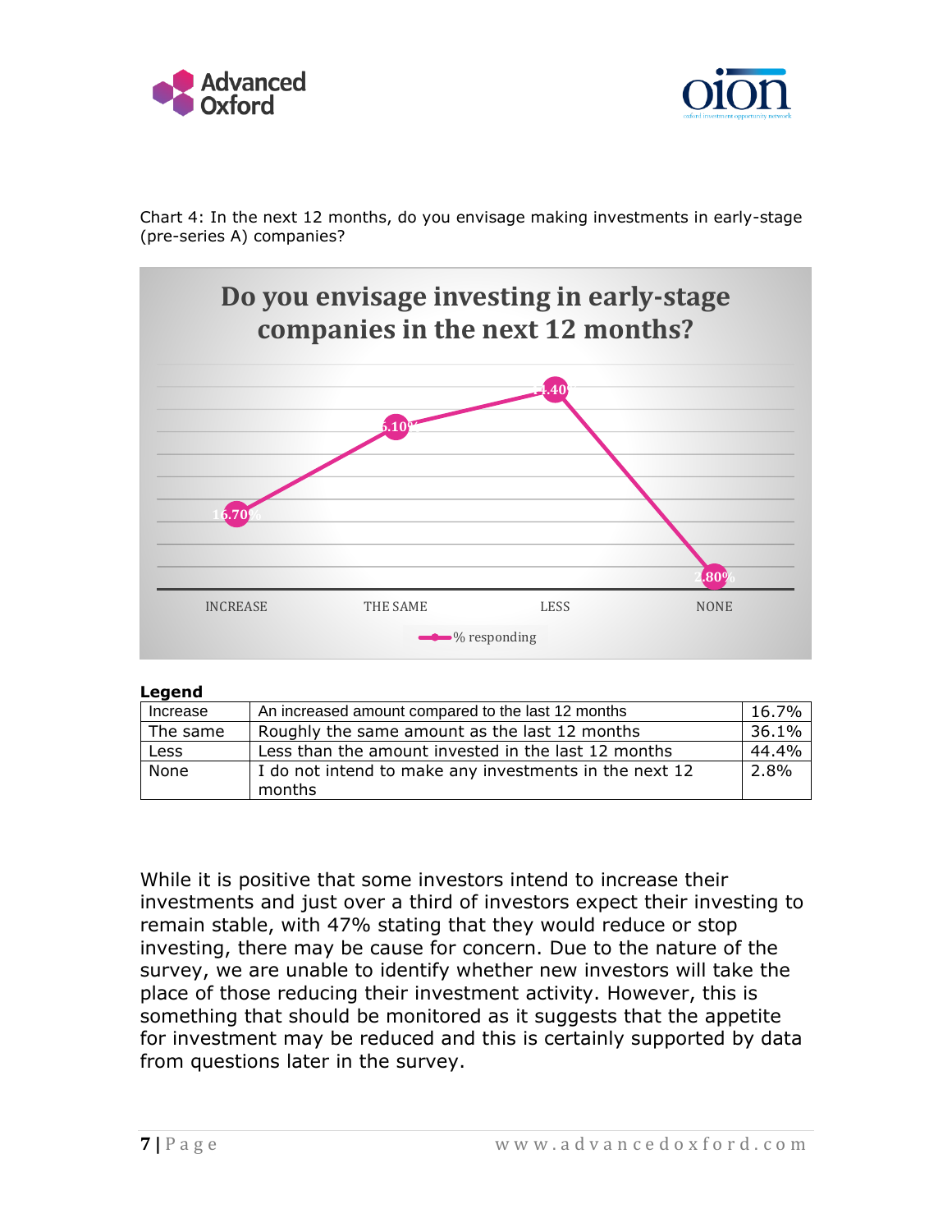Chart 4: In the next 12 months, do you envisage making investments in early-stage (pre-series A) companies?

**Do you envisage investing in early-stage companies in the next 12 months?**

| | INCREASE | THE SAME | LESS | NONE |
|---|---|---|---|---|
| % responding | 16.70% | 36.10% | 44.40% | 2.80% |

**Legend**

| | | |
|---|---|---|
| Increase | An increased amount compared to the last 12 months | 16.7% |
| The same | Roughly the same amount as the last 12 months | 36.1% |
| Less | Less than the amount invested in the last 12 months | 44.4% |
| None | I do not intend to make any investments in the next 12 months | 2.8% |

While it is positive that some investors intend to increase their investments and just over a third of investors expect their investing to remain stable, with 47% stating that they would reduce or stop investing, there may be cause for concern. Due to the nature of the survey, we are unable to identify whether new investors will take the place of those reducing their investment activity. However, this is something that should be monitored as it suggests that the appetite for investment may be reduced and this is certainly supported by data from questions later in the survey.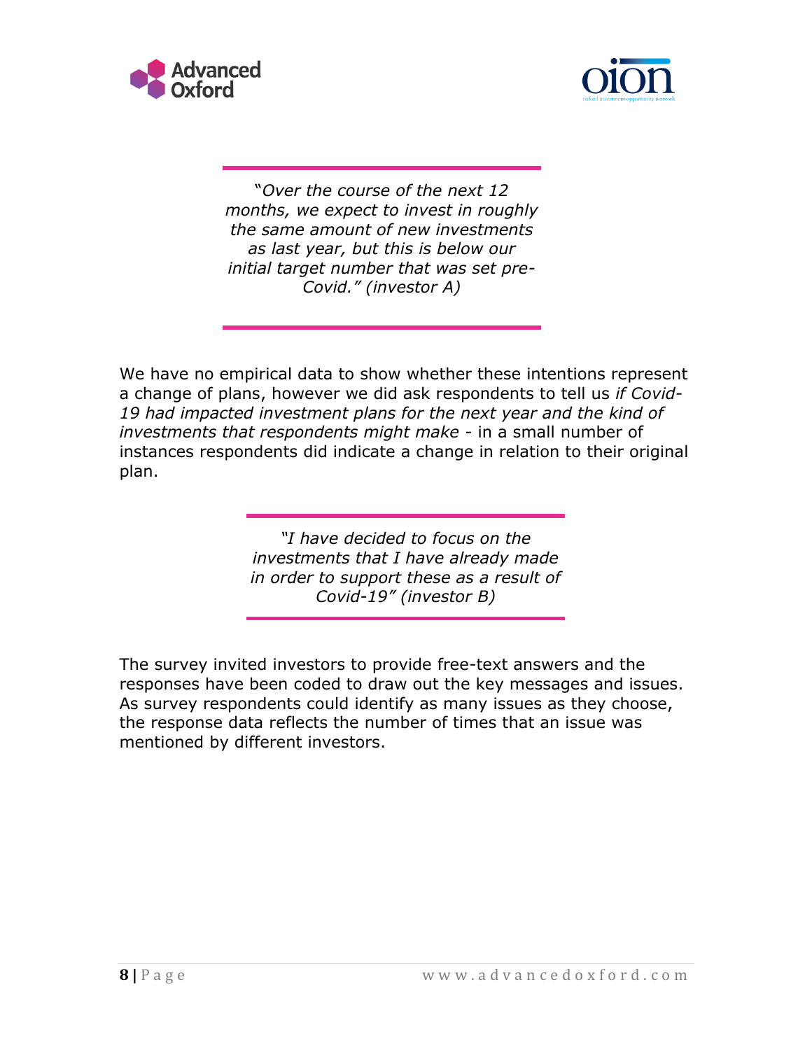> *"Over the course of the next 12 months, we expect to invest in roughly the same amount of new investments as last year, but this is below our initial target number that was set pre-Covid." (investor A)*

We have no empirical data to show whether these intentions represent a change of plans, however we did ask respondents to tell us *if Covid-19 had impacted investment plans for the next year and the kind of investments that respondents might make* - in a small number of instances respondents did indicate a change in relation to their original plan.

> *"I have decided to focus on the investments that I have already made in order to support these as a result of Covid-19" (investor B)*

The survey invited investors to provide free-text answers and the responses have been coded to draw out the key messages and issues. As survey respondents could identify as many issues as they choose, the response data reflects the number of times that an issue was mentioned by different investors.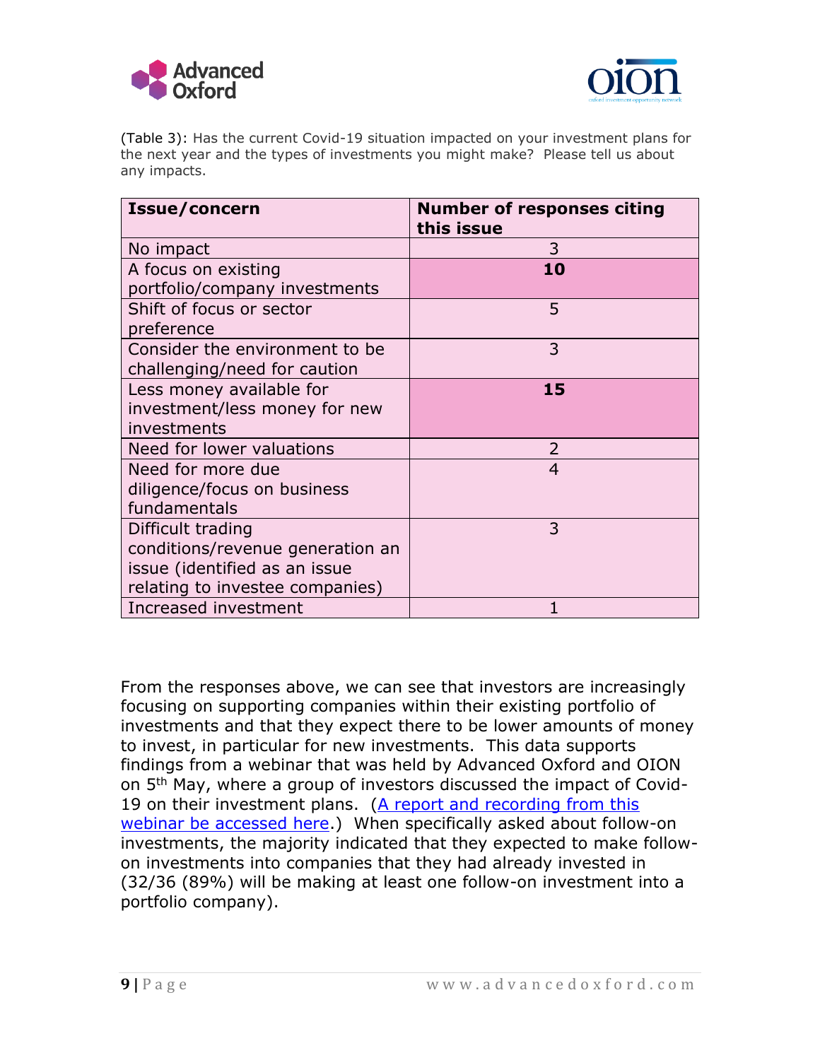(Table 3): Has the current Covid-19 situation impacted on your investment plans for the next year and the types of investments you might make? Please tell us about any impacts.

| Issue/concern | Number of responses citing this issue |
|---|---|
| No impact | 3 |
| A focus on existing portfolio/company investments | **10** |
| Shift of focus or sector preference | 5 |
| Consider the environment to be challenging/need for caution | 3 |
| Less money available for investment/less money for new investments | **15** |
| Need for lower valuations | 2 |
| Need for more due diligence/focus on business fundamentals | 4 |
| Difficult trading conditions/revenue generation an issue (identified as an issue relating to investee companies) | 3 |
| Increased investment | 1 |

From the responses above, we can see that investors are increasingly focusing on supporting companies within their existing portfolio of investments and that they expect there to be lower amounts of money to invest, in particular for new investments. This data supports findings from a webinar that was held by Advanced Oxford and OION on 5th May, where a group of investors discussed the impact of Covid-19 on their investment plans. (A report and recording from this webinar be accessed here.) When specifically asked about follow-on investments, the majority indicated that they expected to make follow-on investments into companies that they had already invested in (32/36 (89%) will be making at least one follow-on investment into a portfolio company).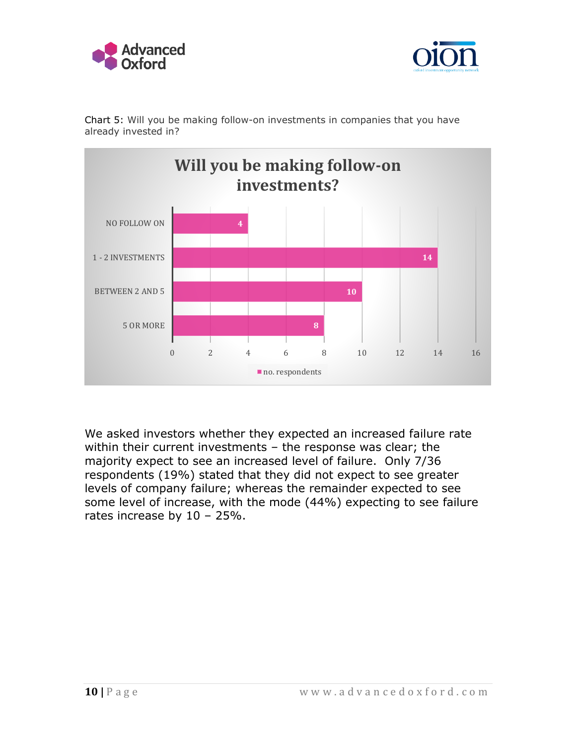Chart 5: Will you be making follow-on investments in companies that you have already invested in?

| Will you be making follow-on investments? | no. respondents |
|---|---|
| NO FOLLOW ON | 4 |
| 1 - 2 INVESTMENTS | 14 |
| BETWEEN 2 AND 5 | 10 |
| 5 OR MORE | 8 |

We asked investors whether they expected an increased failure rate within their current investments – the response was clear; the majority expect to see an increased level of failure. Only 7/36 respondents (19%) stated that they did not expect to see greater levels of company failure; whereas the remainder expected to see some level of increase, with the mode (44%) expecting to see failure rates increase by 10 – 25%.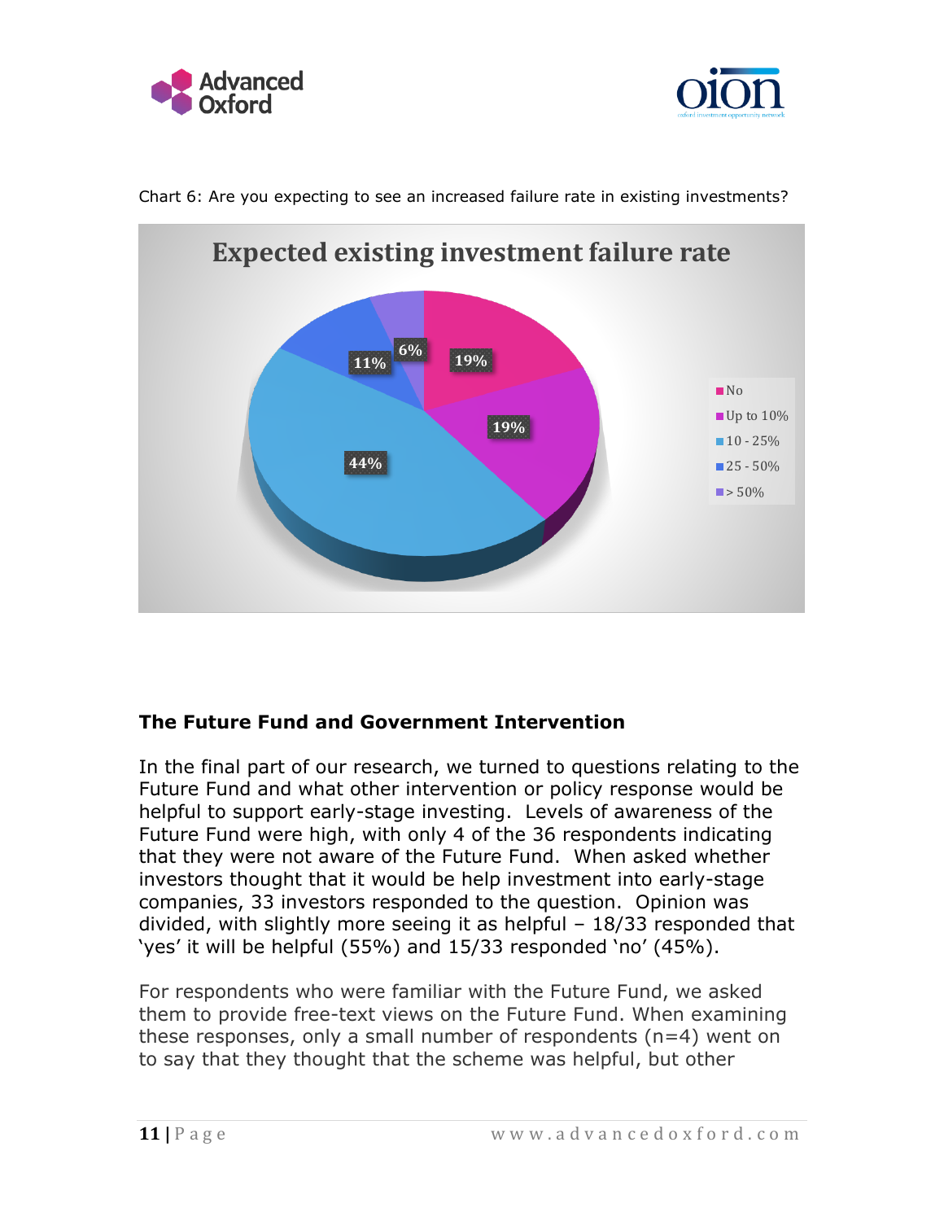Chart 6: Are you expecting to see an increased failure rate in existing investments?

**Expected existing investment failure rate**

| Response | Percentage |
|---|---|
| No | 19% |
| Up to 10% | 19% |
| 10 - 25% | 44% |
| 25 - 50% | 11% |
| > 50% | 6% |

### The Future Fund and Government Intervention

In the final part of our research, we turned to questions relating to the Future Fund and what other intervention or policy response would be helpful to support early-stage investing. Levels of awareness of the Future Fund were high, with only 4 of the 36 respondents indicating that they were not aware of the Future Fund. When asked whether investors thought that it would be help investment into early-stage companies, 33 investors responded to the question. Opinion was divided, with slightly more seeing it as helpful – 18/33 responded that 'yes' it will be helpful (55%) and 15/33 responded 'no' (45%).

For respondents who were familiar with the Future Fund, we asked them to provide free-text views on the Future Fund. When examining these responses, only a small number of respondents (n=4) went on to say that they thought that the scheme was helpful, but other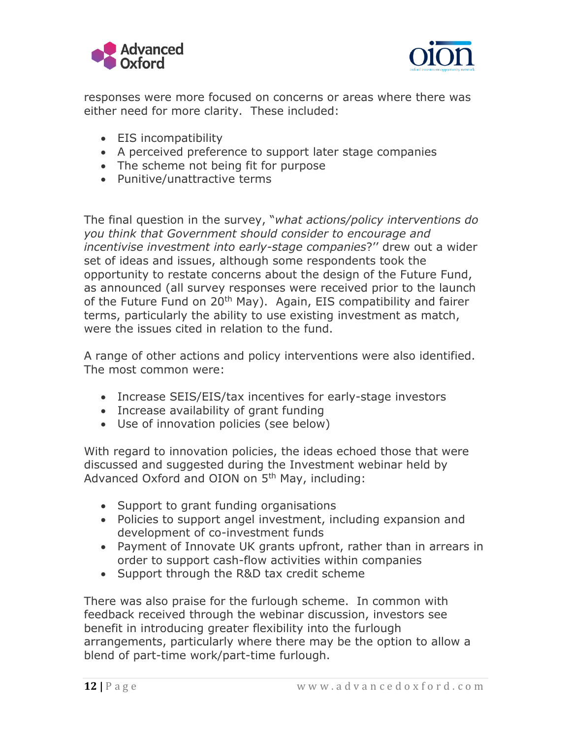responses were more focused on concerns or areas where there was either need for more clarity. These included:

- EIS incompatibility
- A perceived preference to support later stage companies
- The scheme not being fit for purpose
- Punitive/unattractive terms

The final question in the survey, "*what actions/policy interventions do you think that Government should consider to encourage and incentivise investment into early-stage companies*?'' drew out a wider set of ideas and issues, although some respondents took the opportunity to restate concerns about the design of the Future Fund, as announced (all survey responses were received prior to the launch of the Future Fund on 20th May). Again, EIS compatibility and fairer terms, particularly the ability to use existing investment as match, were the issues cited in relation to the fund.

A range of other actions and policy interventions were also identified. The most common were:

- Increase SEIS/EIS/tax incentives for early-stage investors
- Increase availability of grant funding
- Use of innovation policies (see below)

With regard to innovation policies, the ideas echoed those that were discussed and suggested during the Investment webinar held by Advanced Oxford and OION on 5th May, including:

- Support to grant funding organisations
- Policies to support angel investment, including expansion and development of co-investment funds
- Payment of Innovate UK grants upfront, rather than in arrears in order to support cash-flow activities within companies
- Support through the R&D tax credit scheme

There was also praise for the furlough scheme. In common with feedback received through the webinar discussion, investors see benefit in introducing greater flexibility into the furlough arrangements, particularly where there may be the option to allow a blend of part-time work/part-time furlough.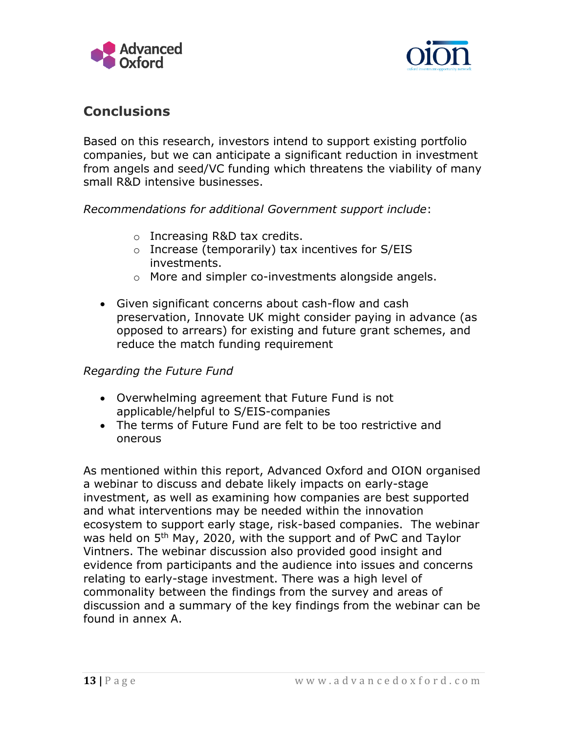## Conclusions

Based on this research, investors intend to support existing portfolio companies, but we can anticipate a significant reduction in investment from angels and seed/VC funding which threatens the viability of many small R&D intensive businesses.

*Recommendations for additional Government support include*:

- Increasing R&D tax credits.
- Increase (temporarily) tax incentives for S/EIS investments.
- More and simpler co-investments alongside angels.

- Given significant concerns about cash-flow and cash preservation, Innovate UK might consider paying in advance (as opposed to arrears) for existing and future grant schemes, and reduce the match funding requirement

*Regarding the Future Fund*

- Overwhelming agreement that Future Fund is not applicable/helpful to S/EIS-companies
- The terms of Future Fund are felt to be too restrictive and onerous

As mentioned within this report, Advanced Oxford and OION organised a webinar to discuss and debate likely impacts on early-stage investment, as well as examining how companies are best supported and what interventions may be needed within the innovation ecosystem to support early stage, risk-based companies. The webinar was held on 5th May, 2020, with the support and of PwC and Taylor Vintners. The webinar discussion also provided good insight and evidence from participants and the audience into issues and concerns relating to early-stage investment. There was a high level of commonality between the findings from the survey and areas of discussion and a summary of the key findings from the webinar can be found in annex A.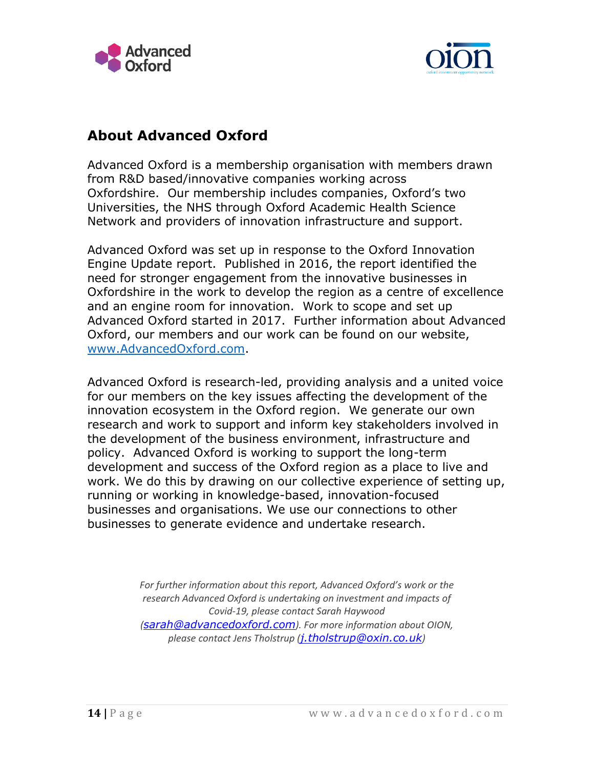## About Advanced Oxford

Advanced Oxford is a membership organisation with members drawn from R&D based/innovative companies working across Oxfordshire. Our membership includes companies, Oxford's two Universities, the NHS through Oxford Academic Health Science Network and providers of innovation infrastructure and support.

Advanced Oxford was set up in response to the Oxford Innovation Engine Update report. Published in 2016, the report identified the need for stronger engagement from the innovative businesses in Oxfordshire in the work to develop the region as a centre of excellence and an engine room for innovation. Work to scope and set up Advanced Oxford started in 2017. Further information about Advanced Oxford, our members and our work can be found on our website, [www.AdvancedOxford.com](http://www.AdvancedOxford.com).

Advanced Oxford is research-led, providing analysis and a united voice for our members on the key issues affecting the development of the innovation ecosystem in the Oxford region. We generate our own research and work to support and inform key stakeholders involved in the development of the business environment, infrastructure and policy. Advanced Oxford is working to support the long-term development and success of the Oxford region as a place to live and work. We do this by drawing on our collective experience of setting up, running or working in knowledge-based, innovation-focused businesses and organisations. We use our connections to other businesses to generate evidence and undertake research.

*For further information about this report, Advanced Oxford's work or the research Advanced Oxford is undertaking on investment and impacts of Covid-19, please contact Sarah Haywood ([sarah@advancedoxford.com](mailto:sarah@advancedoxford.com)). For more information about OION, please contact Jens Tholstrup ([j.tholstrup@oxin.co.uk](mailto:j.tholstrup@oxin.co.uk))*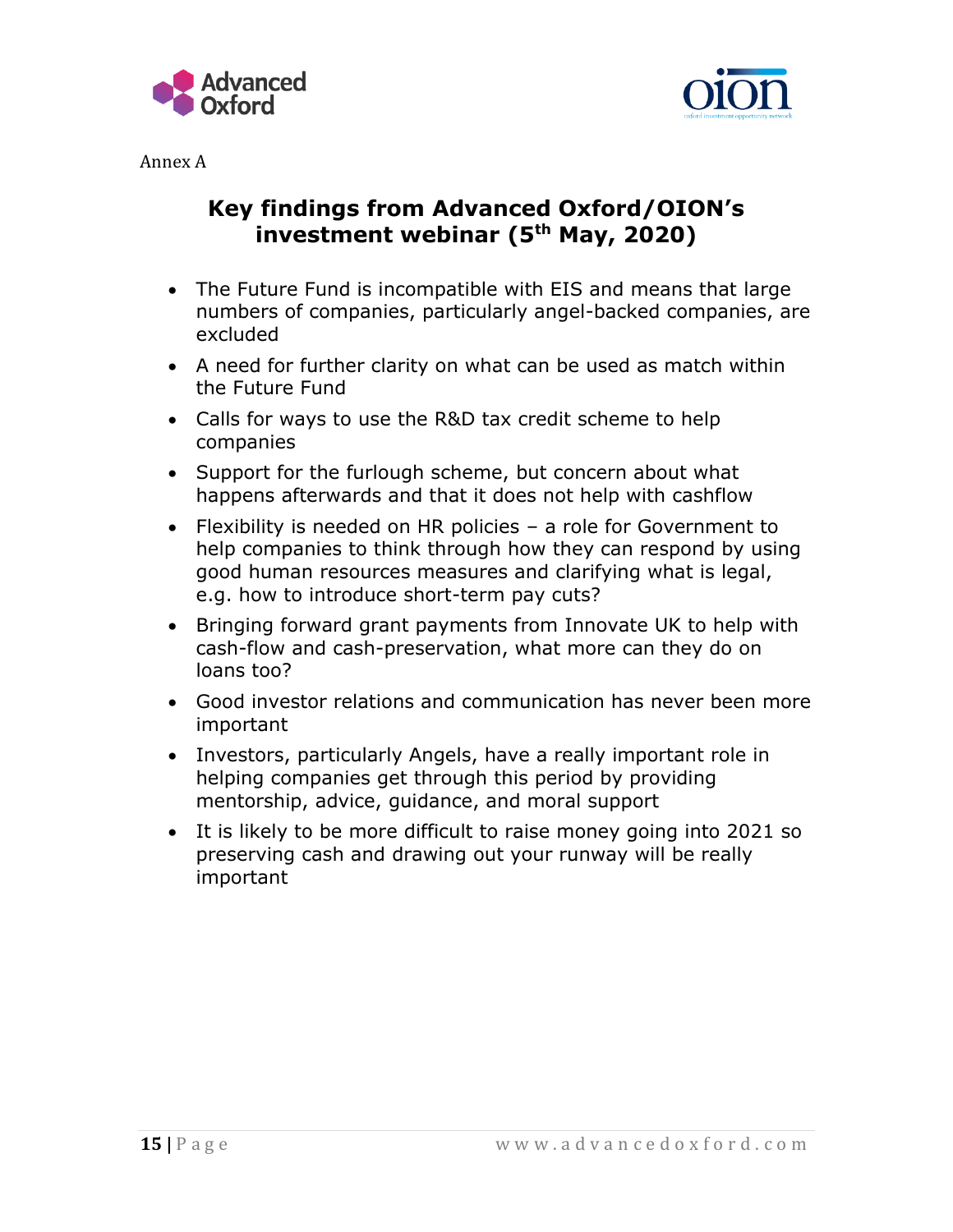Annex A

## Key findings from Advanced Oxford/OION's investment webinar (5th May, 2020)

- The Future Fund is incompatible with EIS and means that large numbers of companies, particularly angel-backed companies, are excluded
- A need for further clarity on what can be used as match within the Future Fund
- Calls for ways to use the R&D tax credit scheme to help companies
- Support for the furlough scheme, but concern about what happens afterwards and that it does not help with cashflow
- Flexibility is needed on HR policies – a role for Government to help companies to think through how they can respond by using good human resources measures and clarifying what is legal, e.g. how to introduce short-term pay cuts?
- Bringing forward grant payments from Innovate UK to help with cash-flow and cash-preservation, what more can they do on loans too?
- Good investor relations and communication has never been more important
- Investors, particularly Angels, have a really important role in helping companies get through this period by providing mentorship, advice, guidance, and moral support
- It is likely to be more difficult to raise money going into 2021 so preserving cash and drawing out your runway will be really important